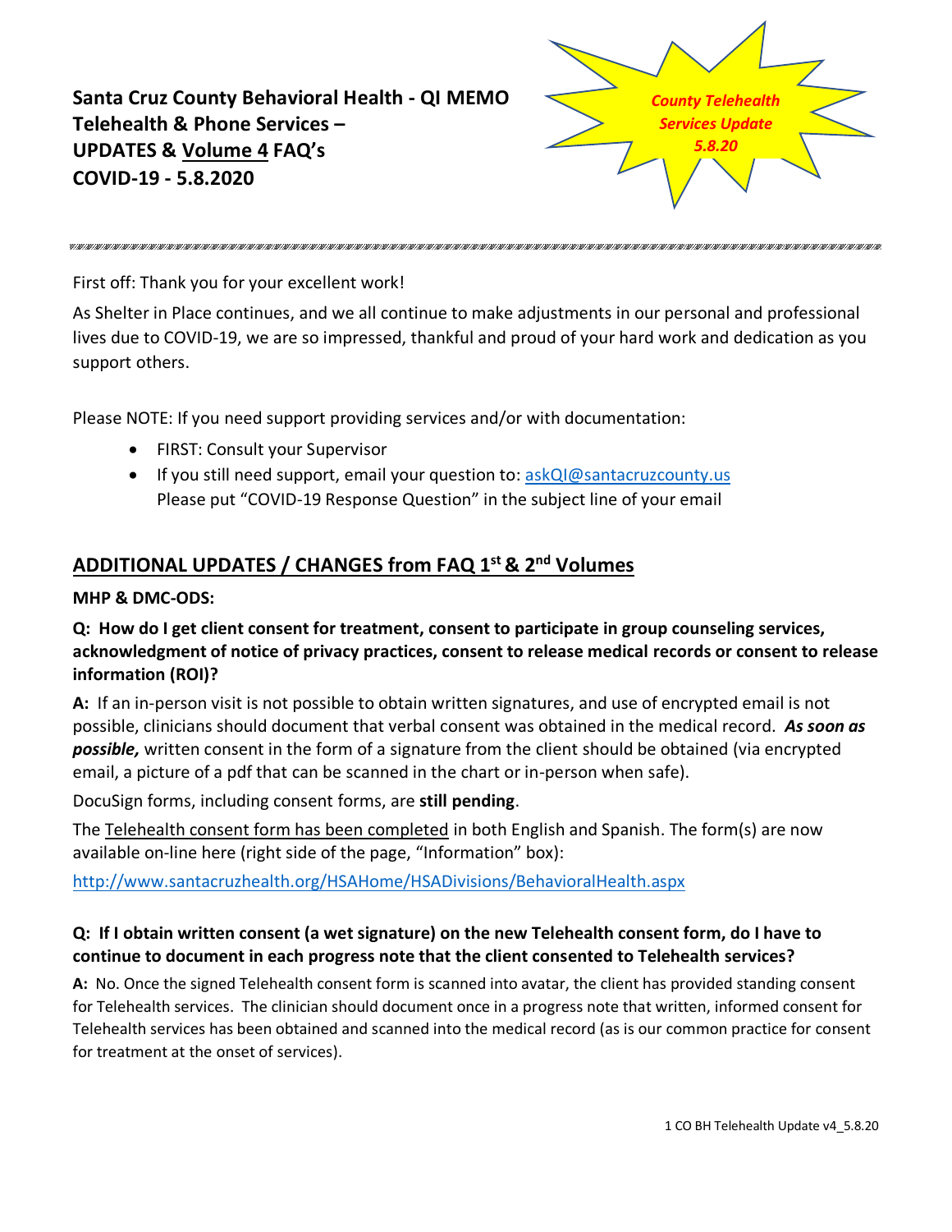# Santa Cruz County Behavioral Health - QI MEMO
# Telehealth & Phone Services –
# UPDATES & Volume 4 FAQ's
# COVID-19 - 5.8.2020

*County Telehealth Services Update 5.8.20*

---

First off: Thank you for your excellent work!

As Shelter in Place continues, and we all continue to make adjustments in our personal and professional lives due to COVID-19, we are so impressed, thankful and proud of your hard work and dedication as you support others.

Please NOTE: If you need support providing services and/or with documentation:

- FIRST: Consult your Supervisor
- If you still need support, email your question to: askQI@santacruzcounty.us
  Please put "COVID-19 Response Question" in the subject line of your email

## ADDITIONAL UPDATES / CHANGES from FAQ 1st & 2nd Volumes

**MHP & DMC-ODS:**

**Q: How do I get client consent for treatment, consent to participate in group counseling services, acknowledgment of notice of privacy practices, consent to release medical records or consent to release information (ROI)?**

**A:** If an in-person visit is not possible to obtain written signatures, and use of encrypted email is not possible, clinicians should document that verbal consent was obtained in the medical record. ***As soon as possible,*** written consent in the form of a signature from the client should be obtained (via encrypted email, a picture of a pdf that can be scanned in the chart or in-person when safe).

DocuSign forms, including consent forms, are **still pending**.

The Telehealth consent form has been completed in both English and Spanish. The form(s) are now available on-line here (right side of the page, "Information" box):

http://www.santacruzhealth.org/HSAHome/HSADivisions/BehavioralHealth.aspx

**Q: If I obtain written consent (a wet signature) on the new Telehealth consent form, do I have to continue to document in each progress note that the client consented to Telehealth services?**

**A:** No. Once the signed Telehealth consent form is scanned into avatar, the client has provided standing consent for Telehealth services. The clinician should document once in a progress note that written, informed consent for Telehealth services has been obtained and scanned into the medical record (as is our common practice for consent for treatment at the onset of services).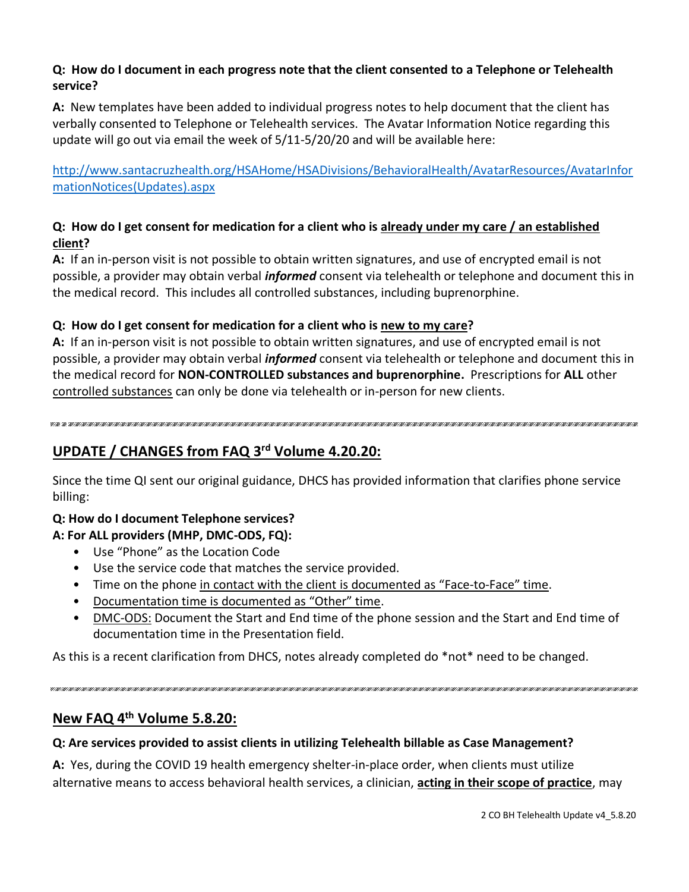**Q: How do I document in each progress note that the client consented to a Telephone or Telehealth service?**

**A:** New templates have been added to individual progress notes to help document that the client has verbally consented to Telephone or Telehealth services. The Avatar Information Notice regarding this update will go out via email the week of 5/11-5/20/20 and will be available here:

[http://www.santacruzhealth.org/HSAHome/HSADivisions/BehavioralHealth/AvatarResources/AvatarInformationNotices(Updates).aspx](http://www.santacruzhealth.org/HSAHome/HSADivisions/BehavioralHealth/AvatarResources/AvatarInformationNotices(Updates).aspx)

**Q: How do I get consent for medication for a client who is <u>already under my care / an established client</u>?**

**A:** If an in-person visit is not possible to obtain written signatures, and use of encrypted email is not possible, a provider may obtain verbal ***informed*** consent via telehealth or telephone and document this in the medical record. This includes all controlled substances, including buprenorphine.

**Q: How do I get consent for medication for a client who is <u>new to my care</u>?**

**A:** If an in-person visit is not possible to obtain written signatures, and use of encrypted email is not possible, a provider may obtain verbal ***informed*** consent via telehealth or telephone and document this in the medical record for **NON-CONTROLLED substances and buprenorphine.** Prescriptions for **ALL** other <u>controlled substances</u> can only be done via telehealth or in-person for new clients.

---

## UPDATE / CHANGES from FAQ 3rd Volume 4.20.20:

Since the time QI sent our original guidance, DHCS has provided information that clarifies phone service billing:

**Q: How do I document Telephone services?**
**A: For ALL providers (MHP, DMC-ODS, FQ):**

- Use "Phone" as the Location Code
- Use the service code that matches the service provided.
- Time on the phone <u>in contact with the client is documented as "Face-to-Face" time</u>.
- <u>Documentation time is documented as "Other" time</u>.
- <u>DMC-ODS:</u> Document the Start and End time of the phone session and the Start and End time of documentation time in the Presentation field.

As this is a recent clarification from DHCS, notes already completed do *not* need to be changed.

---

## New FAQ 4th Volume 5.8.20:

**Q: Are services provided to assist clients in utilizing Telehealth billable as Case Management?**

**A:** Yes, during the COVID 19 health emergency shelter-in-place order, when clients must utilize alternative means to access behavioral health services, a clinician, **<u>acting in their scope of practice</u>**, may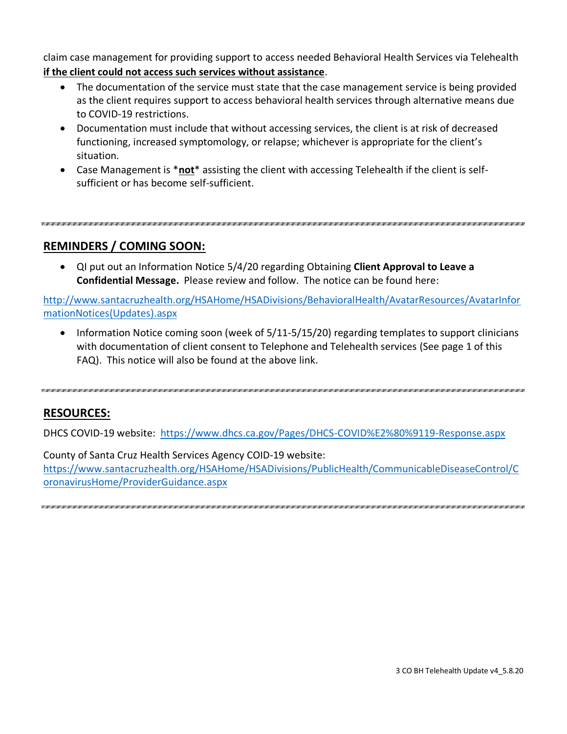claim case management for providing support to access needed Behavioral Health Services via Telehealth **if the client could not access such services without assistance**.

- The documentation of the service must state that the case management service is being provided as the client requires support to access behavioral health services through alternative means due to COVID-19 restrictions.
- Documentation must include that without accessing services, the client is at risk of decreased functioning, increased symptomology, or relapse; whichever is appropriate for the client's situation.
- Case Management is *__not__* assisting the client with accessing Telehealth if the client is self-sufficient or has become self-sufficient.

---

## REMINDERS / COMING SOON:

- QI put out an Information Notice 5/4/20 regarding Obtaining **Client Approval to Leave a Confidential Message.** Please review and follow. The notice can be found here:

http://www.santacruzhealth.org/HSAHome/HSADivisions/BehavioralHealth/AvatarResources/AvatarInformationNotices(Updates).aspx

- Information Notice coming soon (week of 5/11-5/15/20) regarding templates to support clinicians with documentation of client consent to Telephone and Telehealth services (See page 1 of this FAQ). This notice will also be found at the above link.

---

## RESOURCES:

DHCS COVID-19 website: https://www.dhcs.ca.gov/Pages/DHCS-COVID%E2%80%9119-Response.aspx

County of Santa Cruz Health Services Agency COID-19 website:
https://www.santacruzhealth.org/HSAHome/HSADivisions/PublicHealth/CommunicableDiseaseControl/CoronavirusHome/ProviderGuidance.aspx

---

CO BH Telehealth Update v4_5.8.20